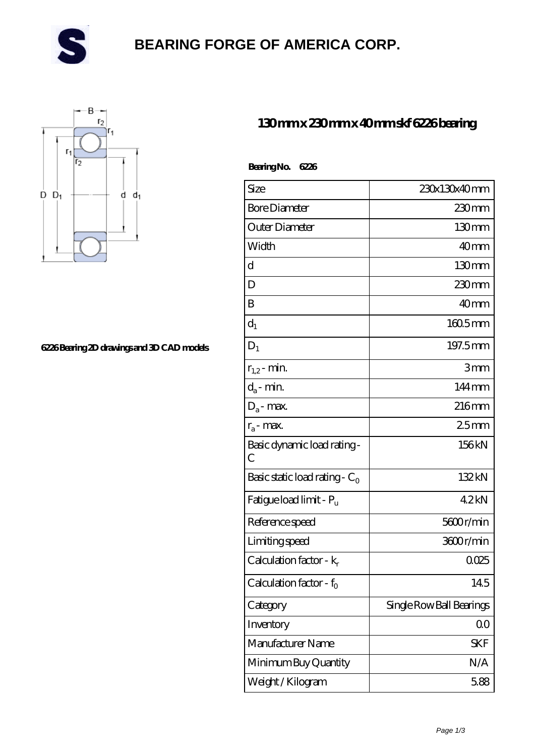# BEARING FORGE OF AMERICA CORP.

## 130 mm x 230 mm x 40 mm skf 6226 bearing

6226 Bearing 2D drawings and 3D CAD models

**Bearing No. 6226**

| | |
|---|---|
| Size | 230x130x40 mm |
| Bore Diameter | 230 mm |
| Outer Diameter | 130 mm |
| Width | 40 mm |
| d | 130 mm |
| D | 230 mm |
| B | 40 mm |
| $d_1$ | 160.5 mm |
| $D_1$ | 197.5 mm |
| $r_{1,2}$ - min. | 3 mm |
| $d_a$ - min. | 144 mm |
| $D_a$ - max. | 216 mm |
| $r_a$ - max. | 2.5 mm |
| Basic dynamic load rating - C | 156 kN |
| Basic static load rating - $C_0$ | 132 kN |
| Fatigue load limit - $P_u$ | 4.2 kN |
| Reference speed | 5600 r/min |
| Limiting speed | 3600 r/min |
| Calculation factor - $k_r$ | 0.025 |
| Calculation factor - $f_0$ | 14.5 |
| Category | Single Row Ball Bearings |
| Inventory | 0.0 |
| Manufacturer Name | SKF |
| Minimum Buy Quantity | N/A |
| Weight / Kilogram | 5.88 |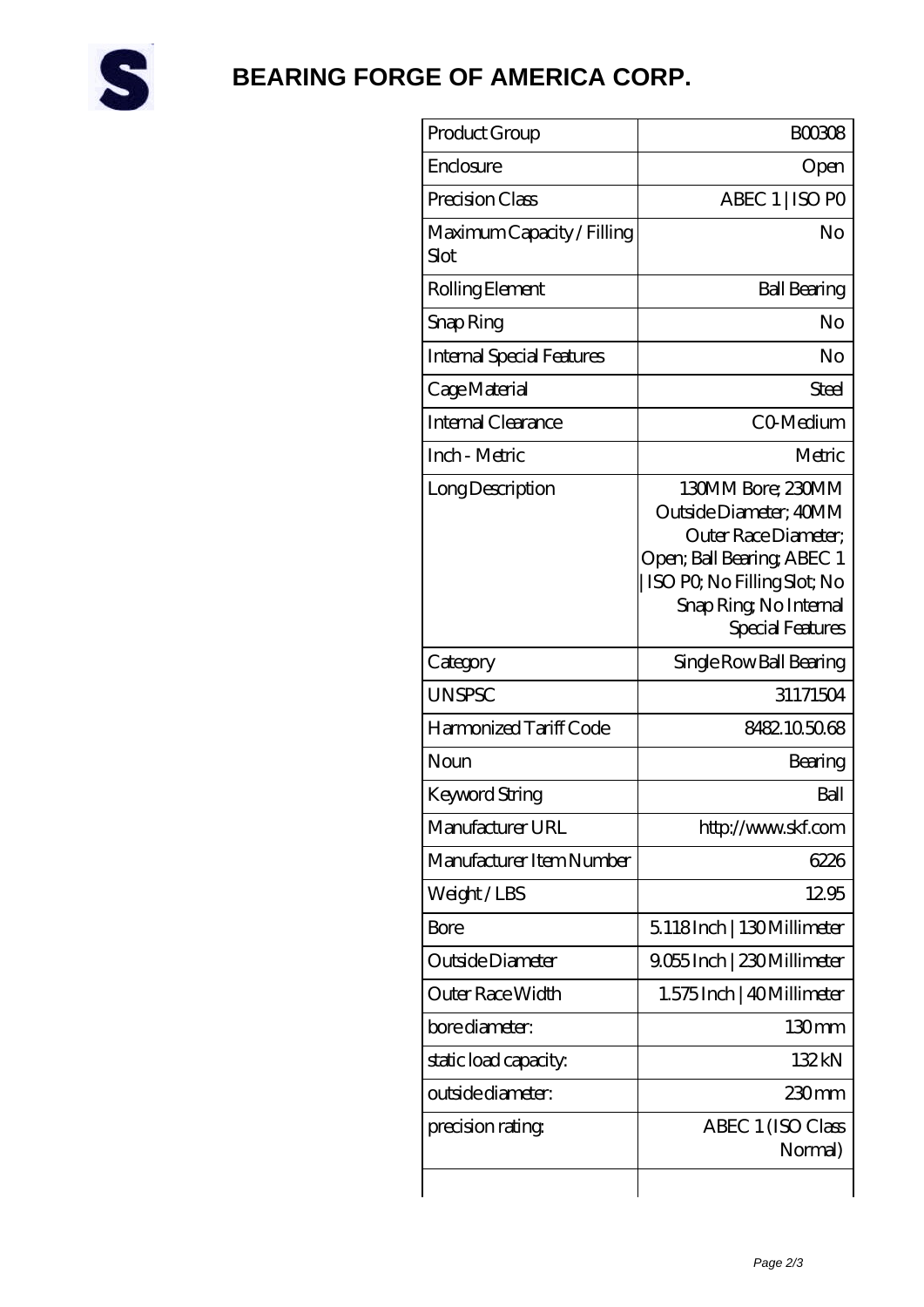# BEARING FORGE OF AMERICA CORP.

| Product Group | B00308 |
| --- | --- |
| Enclosure | Open |
| Precision Class | ABEC 1 \| ISO P0 |
| Maximum Capacity / Filling Slot | No |
| Rolling Element | Ball Bearing |
| Snap Ring | No |
| Internal Special Features | No |
| Cage Material | Steel |
| Internal Clearance | C0-Medium |
| Inch - Metric | Metric |
| Long Description | 130MM Bore; 230MM Outside Diameter; 40MM Outer Race Diameter; Open; Ball Bearing; ABEC 1 \| ISO P0; No Filling Slot; No Snap Ring; No Internal Special Features |
| Category | Single Row Ball Bearing |
| UNSPSC | 31171504 |
| Harmonized Tariff Code | 8482.10.50.68 |
| Noun | Bearing |
| Keyword String | Ball |
| Manufacturer URL | http://www.skf.com |
| Manufacturer Item Number | 6226 |
| Weight / LBS | 12.95 |
| Bore | 5.118 Inch \| 130 Millimeter |
| Outside Diameter | 9.055 Inch \| 230 Millimeter |
| Outer Race Width | 1.575 Inch \| 40 Millimeter |
| bore diameter: | 130 mm |
| static load capacity: | 132 kN |
| outside diameter: | 230 mm |
| precision rating: | ABEC 1 (ISO Class Normal) |
| | |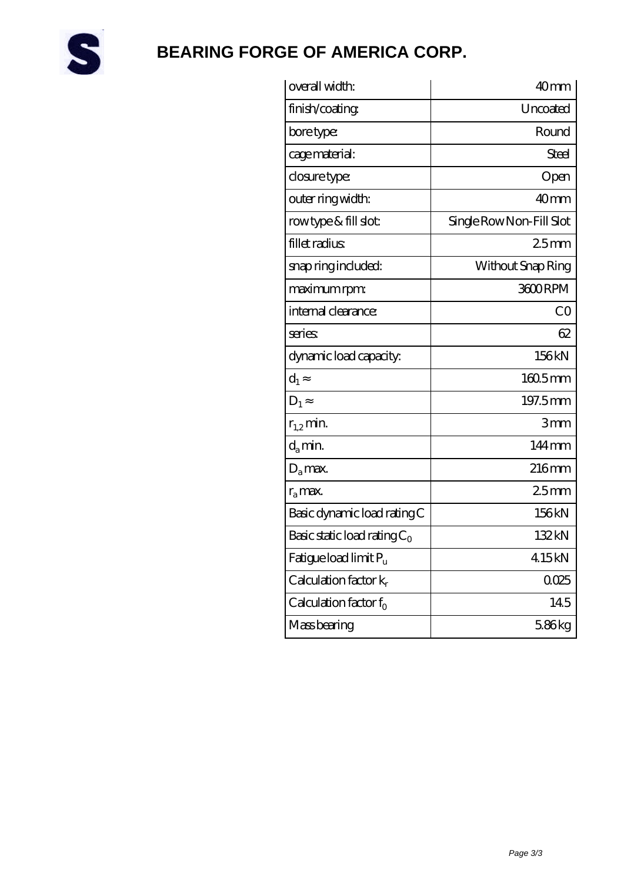**BEARING FORGE OF AMERICA CORP.**

| | |
|---|---|
| overall width: | 40 mm |
| finish/coating: | Uncoated |
| bore type: | Round |
| cage material: | Steel |
| closure type: | Open |
| outer ring width: | 40 mm |
| row type & fill slot: | Single Row Non-Fill Slot |
| fillet radius: | 2.5 mm |
| snap ring included: | Without Snap Ring |
| maximum rpm: | 3600 RPM |
| internal clearance: | C0 |
| series: | 62 |
| dynamic load capacity: | 156 kN |
| $d_1 \approx$ | 160.5 mm |
| $D_1 \approx$ | 197.5 mm |
| $r_{1,2}$ min. | 3 mm |
| $d_a$ min. | 144 mm |
| $D_a$ max. | 216 mm |
| $r_a$ max. | 2.5 mm |
| Basic dynamic load rating C | 156 kN |
| Basic static load rating $C_0$ | 132 kN |
| Fatigue load limit $P_u$ | 4.15 kN |
| Calculation factor $k_r$ | 0.025 |
| Calculation factor $f_0$ | 14.5 |
| Mass bearing | 5.86 kg |